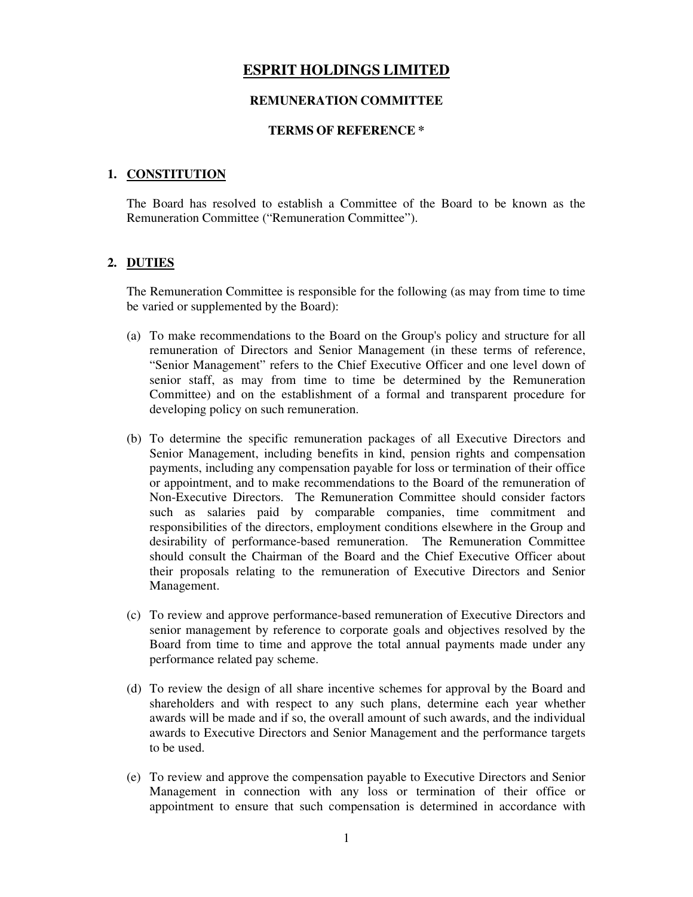# ESPRIT HOLDINGS LIMITED

## REMUNERATION COMMITTEE

### TERMS OF REFERENCE *

## 1. CONSTITUTION

The Board has resolved to establish a Committee of the Board to be known as the Remuneration Committee ("Remuneration Committee").

## 2. DUTIES

The Remuneration Committee is responsible for the following (as may from time to time be varied or supplemented by the Board):

(a) To make recommendations to the Board on the Group's policy and structure for all remuneration of Directors and Senior Management (in these terms of reference, "Senior Management" refers to the Chief Executive Officer and one level down of senior staff, as may from time to time be determined by the Remuneration Committee) and on the establishment of a formal and transparent procedure for developing policy on such remuneration.

(b) To determine the specific remuneration packages of all Executive Directors and Senior Management, including benefits in kind, pension rights and compensation payments, including any compensation payable for loss or termination of their office or appointment, and to make recommendations to the Board of the remuneration of Non-Executive Directors. The Remuneration Committee should consider factors such as salaries paid by comparable companies, time commitment and responsibilities of the directors, employment conditions elsewhere in the Group and desirability of performance-based remuneration. The Remuneration Committee should consult the Chairman of the Board and the Chief Executive Officer about their proposals relating to the remuneration of Executive Directors and Senior Management.

(c) To review and approve performance-based remuneration of Executive Directors and senior management by reference to corporate goals and objectives resolved by the Board from time to time and approve the total annual payments made under any performance related pay scheme.

(d) To review the design of all share incentive schemes for approval by the Board and shareholders and with respect to any such plans, determine each year whether awards will be made and if so, the overall amount of such awards, and the individual awards to Executive Directors and Senior Management and the performance targets to be used.

(e) To review and approve the compensation payable to Executive Directors and Senior Management in connection with any loss or termination of their office or appointment to ensure that such compensation is determined in accordance with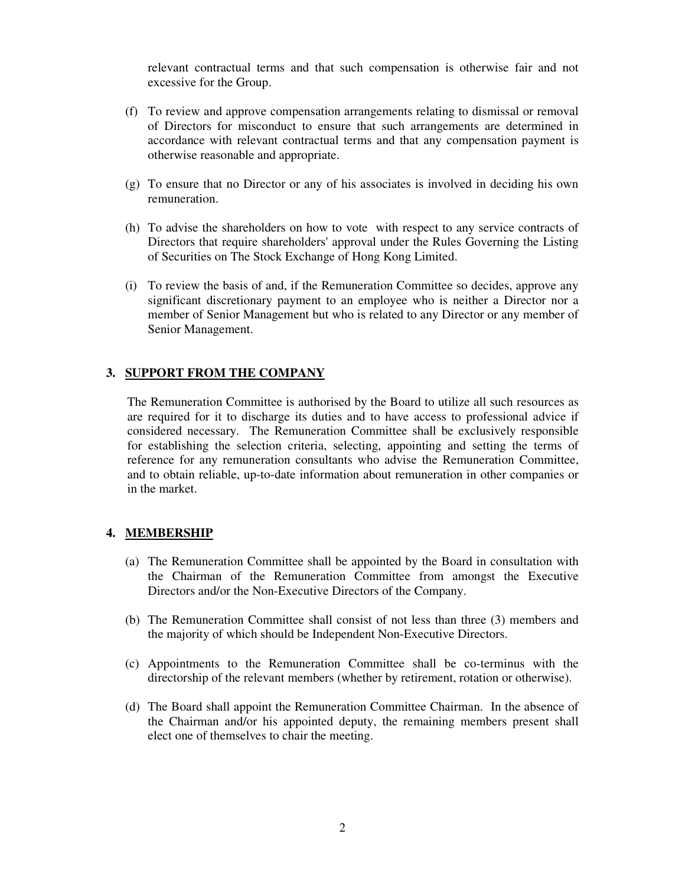relevant contractual terms and that such compensation is otherwise fair and not excessive for the Group.

(f) To review and approve compensation arrangements relating to dismissal or removal of Directors for misconduct to ensure that such arrangements are determined in accordance with relevant contractual terms and that any compensation payment is otherwise reasonable and appropriate.

(g) To ensure that no Director or any of his associates is involved in deciding his own remuneration.

(h) To advise the shareholders on how to vote with respect to any service contracts of Directors that require shareholders' approval under the Rules Governing the Listing of Securities on The Stock Exchange of Hong Kong Limited.

(i) To review the basis of and, if the Remuneration Committee so decides, approve any significant discretionary payment to an employee who is neither a Director nor a member of Senior Management but who is related to any Director or any member of Senior Management.

## 3. SUPPORT FROM THE COMPANY

The Remuneration Committee is authorised by the Board to utilize all such resources as are required for it to discharge its duties and to have access to professional advice if considered necessary. The Remuneration Committee shall be exclusively responsible for establishing the selection criteria, selecting, appointing and setting the terms of reference for any remuneration consultants who advise the Remuneration Committee, and to obtain reliable, up-to-date information about remuneration in other companies or in the market.

## 4. MEMBERSHIP

(a) The Remuneration Committee shall be appointed by the Board in consultation with the Chairman of the Remuneration Committee from amongst the Executive Directors and/or the Non-Executive Directors of the Company.

(b) The Remuneration Committee shall consist of not less than three (3) members and the majority of which should be Independent Non-Executive Directors.

(c) Appointments to the Remuneration Committee shall be co-terminus with the directorship of the relevant members (whether by retirement, rotation or otherwise).

(d) The Board shall appoint the Remuneration Committee Chairman. In the absence of the Chairman and/or his appointed deputy, the remaining members present shall elect one of themselves to chair the meeting.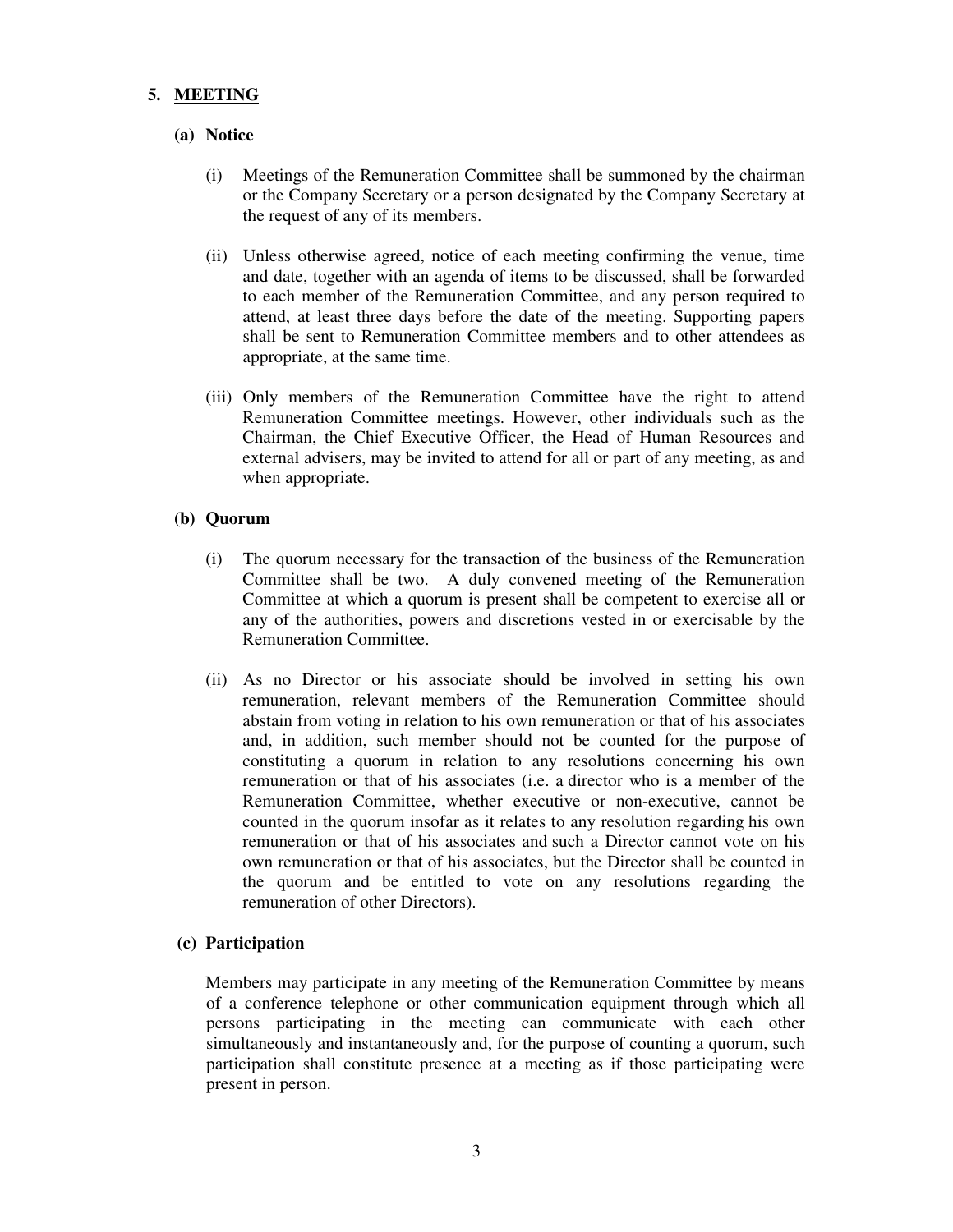## 5. <u>MEETING</u>

### (a) Notice

(i) Meetings of the Remuneration Committee shall be summoned by the chairman or the Company Secretary or a person designated by the Company Secretary at the request of any of its members.

(ii) Unless otherwise agreed, notice of each meeting confirming the venue, time and date, together with an agenda of items to be discussed, shall be forwarded to each member of the Remuneration Committee, and any person required to attend, at least three days before the date of the meeting. Supporting papers shall be sent to Remuneration Committee members and to other attendees as appropriate, at the same time.

(iii) Only members of the Remuneration Committee have the right to attend Remuneration Committee meetings. However, other individuals such as the Chairman, the Chief Executive Officer, the Head of Human Resources and external advisers, may be invited to attend for all or part of any meeting, as and when appropriate.

### (b) Quorum

(i) The quorum necessary for the transaction of the business of the Remuneration Committee shall be two. A duly convened meeting of the Remuneration Committee at which a quorum is present shall be competent to exercise all or any of the authorities, powers and discretions vested in or exercisable by the Remuneration Committee.

(ii) As no Director or his associate should be involved in setting his own remuneration, relevant members of the Remuneration Committee should abstain from voting in relation to his own remuneration or that of his associates and, in addition, such member should not be counted for the purpose of constituting a quorum in relation to any resolutions concerning his own remuneration or that of his associates (i.e. a director who is a member of the Remuneration Committee, whether executive or non-executive, cannot be counted in the quorum insofar as it relates to any resolution regarding his own remuneration or that of his associates and such a Director cannot vote on his own remuneration or that of his associates, but the Director shall be counted in the quorum and be entitled to vote on any resolutions regarding the remuneration of other Directors).

### (c) Participation

Members may participate in any meeting of the Remuneration Committee by means of a conference telephone or other communication equipment through which all persons participating in the meeting can communicate with each other simultaneously and instantaneously and, for the purpose of counting a quorum, such participation shall constitute presence at a meeting as if those participating were present in person.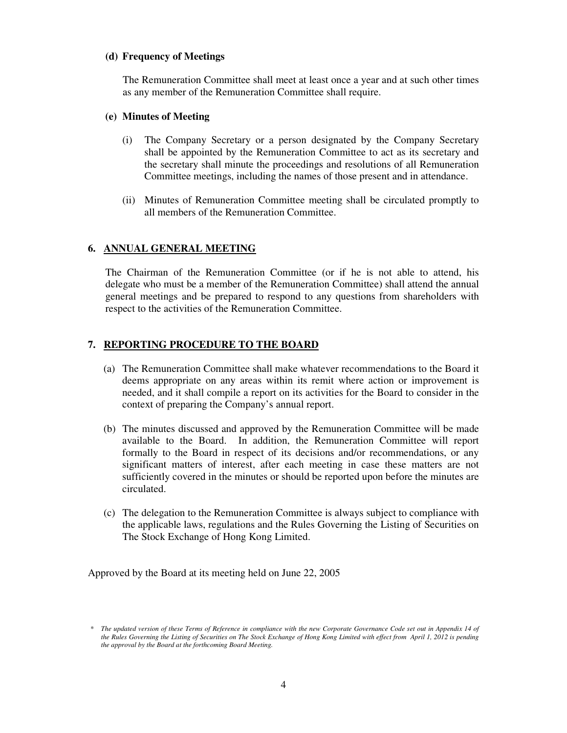**(d) Frequency of Meetings**

The Remuneration Committee shall meet at least once a year and at such other times as any member of the Remuneration Committee shall require.

**(e) Minutes of Meeting**

(i) The Company Secretary or a person designated by the Company Secretary shall be appointed by the Remuneration Committee to act as its secretary and the secretary shall minute the proceedings and resolutions of all Remuneration Committee meetings, including the names of those present and in attendance.

(ii) Minutes of Remuneration Committee meeting shall be circulated promptly to all members of the Remuneration Committee.

## 6. ANNUAL GENERAL MEETING

The Chairman of the Remuneration Committee (or if he is not able to attend, his delegate who must be a member of the Remuneration Committee) shall attend the annual general meetings and be prepared to respond to any questions from shareholders with respect to the activities of the Remuneration Committee.

## 7. REPORTING PROCEDURE TO THE BOARD

(a) The Remuneration Committee shall make whatever recommendations to the Board it deems appropriate on any areas within its remit where action or improvement is needed, and it shall compile a report on its activities for the Board to consider in the context of preparing the Company's annual report.

(b) The minutes discussed and approved by the Remuneration Committee will be made available to the Board. In addition, the Remuneration Committee will report formally to the Board in respect of its decisions and/or recommendations, or any significant matters of interest, after each meeting in case these matters are not sufficiently covered in the minutes or should be reported upon before the minutes are circulated.

(c) The delegation to the Remuneration Committee is always subject to compliance with the applicable laws, regulations and the Rules Governing the Listing of Securities on The Stock Exchange of Hong Kong Limited.

Approved by the Board at its meeting held on June 22, 2005

*\* The updated version of these Terms of Reference in compliance with the new Corporate Governance Code set out in Appendix 14 of the Rules Governing the Listing of Securities on The Stock Exchange of Hong Kong Limited with effect from April 1, 2012 is pending the approval by the Board at the forthcoming Board Meeting.*